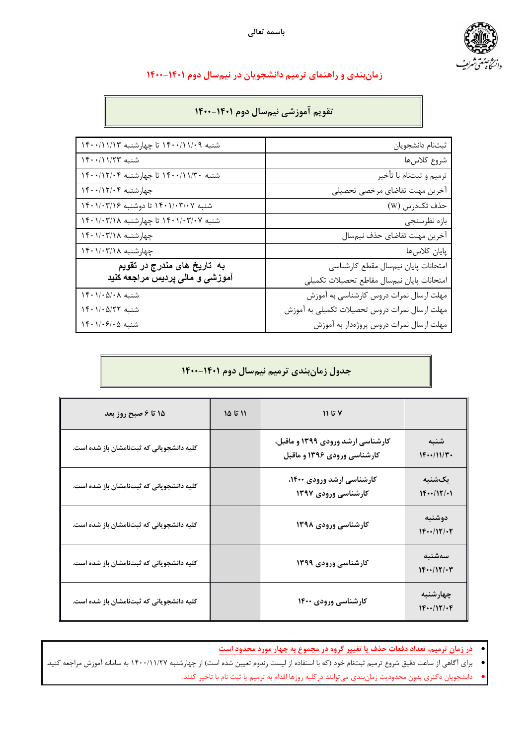باسمه تعالی

# زمان‌بندی و راهنمای ترمیم دانشجویان در نیمسال دوم ۱۴۰۱-۱۴۰۰

## تقویم آموزشی نیمسال دوم ۱۴۰۱-۱۴۰۰

| | |
|---|---|
| ثبت‌نام دانشجویان | شنبه ۱۴۰۰/۱۱/۰۹ تا چهارشنبه ۱۴۰۰/۱۱/۱۳ |
| شروع کلاس‌ها | شنبه ۱۴۰۰/۱۱/۲۳ |
| ترمیم و ثبت‌نام با تأخیر | شنبه ۱۴۰۰/۱۱/۳۰ تا چهارشنبه ۱۴۰۰/۱۲/۰۴ |
| آخرین مهلت تقاضای مرخصی تحصیلی | چهارشنبه ۱۴۰۰/۱۲/۰۴ |
| حذف تک‌درس (W) | شنبه ۱۴۰۱/۰۳/۰۷ تا دوشنبه ۱۴۰۱/۰۳/۱۶ |
| بازه نظرسنجی | شنبه ۱۴۰۱/۰۳/۰۷ تا چهارشنبه ۱۴۰۱/۰۳/۱۸ |
| آخرین مهلت تقاضای حذف نیمسال | چهارشنبه ۱۴۰۱/۰۳/۱۸ |
| پایان کلاس‌ها | چهارشنبه ۱۴۰۱/۰۳/۱۸ |
| امتحانات پایان نیمسال مقطع کارشناسی | **به تاریخ های مندرج در تقویم آموزشی و مالی پردیس مراجعه کنید** |
| امتحانات پایان نیمسال مقاطع تحصیلات تکمیلی | |
| مهلت ارسال نمرات دروس کارشناسی به آموزش | شنبه ۱۴۰۱/۰۵/۰۸ |
| مهلت ارسال نمرات دروس تحصیلات تکمیلی به آموزش | شنبه ۱۴۰۱/۰۵/۲۲ |
| مهلت ارسال نمرات دروس پروژه‌دار به آموزش | شنبه ۱۴۰۱/۰۶/۰۵ |

## جدول زمان‌بندی ترمیم نیمسال دوم ۱۴۰۱-۱۴۰۰

| | ۷ تا ۱۱ | ۱۱ تا ۱۵ | ۱۵ تا ۶ صبح روز بعد |
|---|---|---|---|
| شنبه ۱۴۰۰/۱۱/۳۰ | کارشناسی ارشد ورودی ۱۳۹۹ و ماقبل، کارشناسی ورودی ۱۳۹۶ و ماقبل | | کلیه دانشجویانی که ثبت‌نامشان باز شده است. |
| یک‌شنبه ۱۴۰۰/۱۲/۰۱ | کارشناسی ارشد ورودی ۱۴۰۰، کارشناسی ورودی ۱۳۹۷ | | کلیه دانشجویانی که ثبت‌نامشان باز شده است. |
| دوشنبه ۱۴۰۰/۱۲/۰۲ | کارشناسی ورودی ۱۳۹۸ | | کلیه دانشجویانی که ثبت‌نامشان باز شده است. |
| سه‌شنبه ۱۴۰۰/۱۲/۰۳ | کارشناسی ورودی ۱۳۹۹ | | کلیه دانشجویانی که ثبت‌نامشان باز شده است. |
| چهارشنبه ۱۴۰۰/۱۲/۰۴ | کارشناسی ورودی ۱۴۰۰ | | کلیه دانشجویانی که ثبت‌نامشان باز شده است. |

- **در زمان ترمیم، تعداد دفعات حذف یا تغییر گروه در مجموع به چهار مورد محدود است**
- برای آگاهی از ساعت دقیق شروع ترمیم ثبت‌نام خود (که با استفاده از لیست رندوم تعیین شده است) از چهارشنبه ۱۴۰۰/۱۱/۲۷ به سامانه آموزش مراجعه کنید.
- دانشجویان دکتری بدون محدودیت زمان‌بندی می‌توانند درکلیه روزها اقدام به ترمیم یا ثبت نام با تاخیر کنند.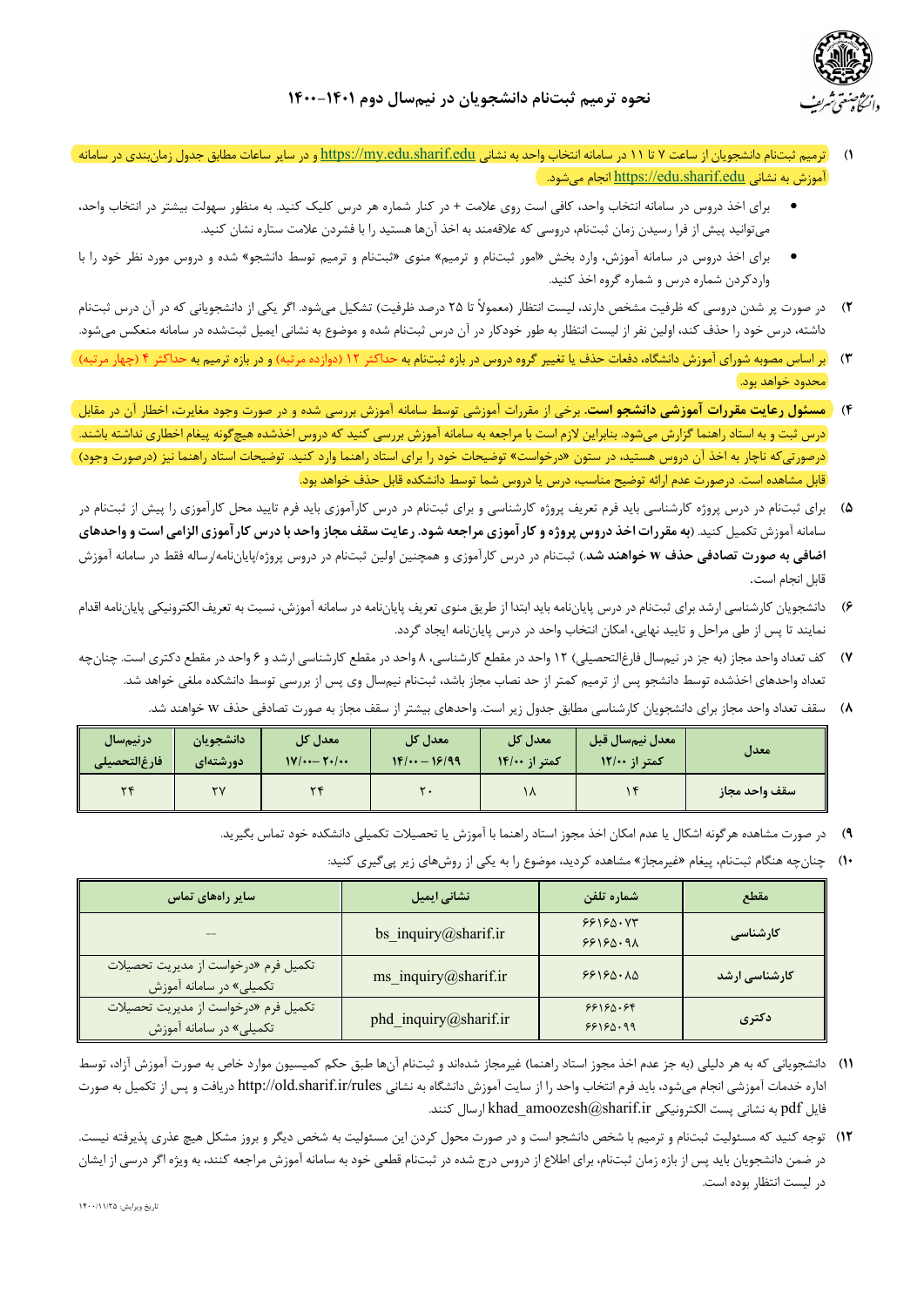# نحوه ترمیم ثبت‌نام دانشجویان در نیمسال دوم ۱۴۰۱-۱۴۰۰

۱) ترمیم ثبت‌نام دانشجویان از ساعت ۷ تا ۱۱ در سامانه انتخاب واحد به نشانی https://my.edu.sharif.edu و در سایر ساعات مطابق جدول زمان‌بندی در سامانه آموزش به نشانی https://edu.sharif.edu انجام می‌شود.

- برای اخذ دروس در سامانه انتخاب واحد، کافی است روی علامت + در کنار شماره هر درس کلیک کنید. به منظور سهولت بیشتر در انتخاب واحد، می‌توانید پیش از فرا رسیدن زمان ثبت‌نام، دروسی که علاقه‌مند به اخذ آن‌ها هستید را با فشردن علامت ستاره نشان کنید.
- برای اخذ دروس در سامانه آموزش، وارد بخش «امور ثبت‌نام و ترمیم» منوی «ثبت‌نام و ترمیم توسط دانشجو» شده و دروس مورد نظر خود را با واردکردن شماره درس و شماره گروه اخذ کنید.

۲) در صورت پر شدن دروسی که ظرفیت مشخص دارند، لیست انتظار (معمولاً تا ۲۵ درصد ظرفیت) تشکیل می‌شود. اگر یکی از دانشجویانی که در آن درس ثبت‌نام داشته، درس خود را حذف کند، اولین نفر از لیست انتظار به طور خودکار در آن درس ثبت‌نام شده و موضوع به نشانی ایمیل ثبت‌شده در سامانه منعکس می‌شود.

۳) بر اساس مصوبه شورای آموزش دانشگاه، دفعات حذف یا تغییر گروه دروس در بازه ثبت‌نام به حداکثر ۱۲ (دوازده مرتبه) و در بازه ترمیم به حداکثر ۴ (چهار مرتبه) محدود خواهد بود.

۴) **مسئول رعایت مقررات آموزشی دانشجو است.** برخی از مقررات آموزشی توسط سامانه آموزش بررسی شده و در صورت وجود مغایرت، اخطار آن در مقابل درس ثبت و به استاد راهنما گزارش می‌شود. بنابراین لازم است با مراجعه به سامانه آموزش بررسی کنید که دروس اخذشده هیچ‌گونه پیغام اخطاری نداشته باشند. درصورتی‌که ناچار به اخذ آن دروس هستید، در ستون «درخواست» توضیحات خود را برای استاد راهنما وارد کنید. توضیحات استاد راهنما نیز (درصورت وجود) قابل مشاهده است. درصورت عدم ارائه توضیح مناسب، درس یا دروس شما توسط دانشکده قابل حذف خواهد بود.

۵) برای ثبت‌نام در درس پروژه کارشناسی باید فرم تعریف پروژه کارشناسی و برای ثبت‌نام در درس کارآموزی باید فرم تایید محل کارآموزی را پیش از ثبت‌نام در سامانه آموزش تکمیل کنید. (**به مقررات اخذ دروس پروژه و کارآموزی مراجعه شود. رعایت سقف مجاز واحد با درس کارآموزی الزامی است و واحدهای اضافی به صورت تصادفی حذف W خواهند شد.**) ثبت‌نام در درس کارآموزی و همچنین اولین ثبت‌نام در دروس پروژه/پایان‌نامه/رساله فقط در سامانه آموزش قابل انجام است.

۶) دانشجویان کارشناسی ارشد برای ثبت‌نام در درس پایان‌نامه باید ابتدا از طریق منوی تعریف پایان‌نامه در سامانه آموزش، نسبت به تعریف الکترونیکی پایان‌نامه اقدام نمایند تا پس از طی مراحل و تایید نهایی، امکان انتخاب واحد در درس پایان‌نامه ایجاد گردد.

۷) کف تعداد واحد مجاز (به جز در نیمسال فارغ‌التحصیلی) ۱۲ واحد در مقطع کارشناسی، ۸ واحد در مقطع کارشناسی ارشد و ۶ واحد در مقطع دکتری است. چنان‌چه تعداد واحدهای اخذشده توسط دانشجو پس از ترمیم کمتر از حد نصاب مجاز باشد، ثبت‌نام نیمسال وی پس از بررسی توسط دانشکده ملغی خواهد شد.

۸) سقف تعداد واحد مجاز برای دانشجویان کارشناسی مطابق جدول زیر است. واحدهای بیشتر از سقف مجاز به صورت تصادفی حذف W خواهند شد.

| معدل | معدل نیمسال قبل کمتر از ۱۲/۰۰ | معدل کل کمتر از ۱۴/۰۰ | معدل کل ۱۶/۹۹ – ۱۴/۰۰ | معدل کل ۲۰/۰۰ – ۱۷/۰۰ | دانشجویان دورشته‌ای | درنیمسال فارغ‌التحصیلی |
|---|---|---|---|---|---|---|
| سقف واحد مجاز | ۱۴ | ۱۸ | ۲۰ | ۲۴ | ۲۷ | ۲۴ |

۹) در صورت مشاهده هرگونه اشکال یا عدم امکان اخذ مجوز استاد راهنما با آموزش یا تحصیلات تکمیلی دانشکده خود تماس بگیرید.

۱۰) چنان‌چه هنگام ثبت‌نام، پیغام «غیرمجاز» مشاهده کردید، موضوع را به یکی از روش‌های زیر پی‌گیری کنید:

| مقطع | شماره تلفن | نشانی ایمیل | سایر راه‌های تماس |
|---|---|---|---|
| کارشناسی | ۶۶۱۶۵۰۷۳<br>۶۶۱۶۵۰۹۸ | bs_inquiry@sharif.ir | -- |
| کارشناسی ارشد | ۶۶۱۶۵۰۸۵ | ms_inquiry@sharif.ir | تکمیل فرم «درخواست از مدیریت تحصیلات تکمیلی» در سامانه آموزش |
| دکتری | ۶۶۱۶۵۰۶۴<br>۶۶۱۶۵۰۹۹ | phd_inquiry@sharif.ir | تکمیل فرم «درخواست از مدیریت تحصیلات تکمیلی» در سامانه آموزش |

۱۱) دانشجویانی که به هر دلیلی (به جز عدم اخذ مجوز استاد راهنما) غیرمجاز شده‌اند و ثبت‌نام آن‌ها طبق حکم کمیسیون موارد خاص به صورت آموزش آزاد، توسط اداره خدمات آموزشی انجام می‌شود، باید فرم انتخاب واحد را از سایت آموزش دانشگاه به نشانی http://old.sharif.ir/rules دریافت و پس از تکمیل به صورت فایل pdf به نشانی پست الکترونیکی khad_amoozesh@sharif.ir ارسال کنند.

۱۲) توجه کنید که مسئولیت ثبت‌نام و ترمیم با شخص دانشجو است و در صورت محول کردن این مسئولیت به شخص دیگر و بروز مشکل هیچ عذری پذیرفته نیست. در ضمن دانشجویان باید پس از بازه زمان ثبت‌نام، برای اطلاع از دروس درج شده در ثبت‌نام قطعی خود به سامانه آموزش مراجعه کنند، به ویژه اگر درسی از ایشان در لیست انتظار بوده است.

تاریخ ویرایش: ۱۴۰۰/۱۱/۲۵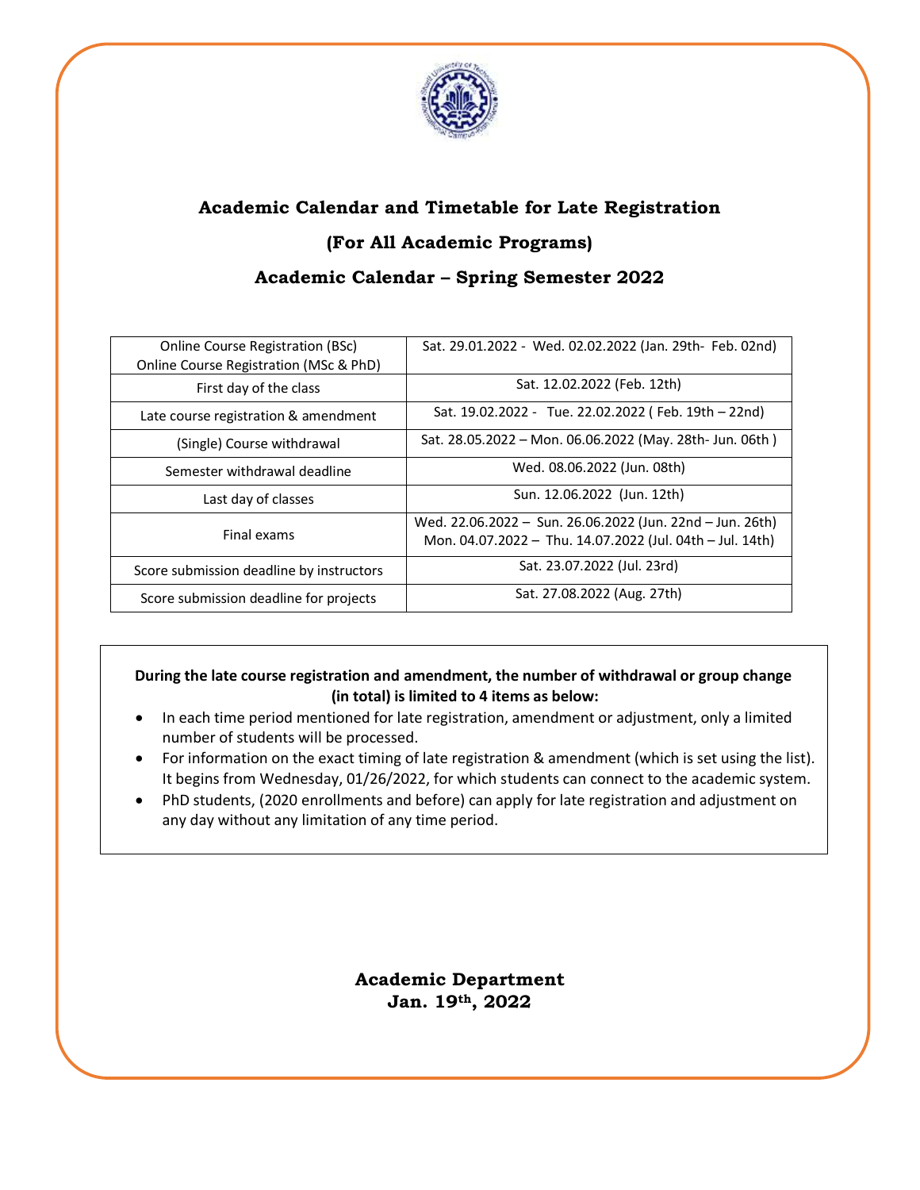# Academic Calendar and Timetable for Late Registration

## (For All Academic Programs)

## Academic Calendar – Spring Semester 2022

| | |
|---|---|
| Online Course Registration (BSc)<br>Online Course Registration (MSc & PhD) | Sat. 29.01.2022 - Wed. 02.02.2022 (Jan. 29th- Feb. 02nd) |
| First day of the class | Sat. 12.02.2022 (Feb. 12th) |
| Late course registration & amendment | Sat. 19.02.2022 - Tue. 22.02.2022 ( Feb. 19th – 22nd) |
| (Single) Course withdrawal | Sat. 28.05.2022 – Mon. 06.06.2022 (May. 28th- Jun. 06th ) |
| Semester withdrawal deadline | Wed. 08.06.2022 (Jun. 08th) |
| Last day of classes | Sun. 12.06.2022 (Jun. 12th) |
| Final exams | Wed. 22.06.2022 – Sun. 26.06.2022 (Jun. 22nd – Jun. 26th)<br>Mon. 04.07.2022 – Thu. 14.07.2022 (Jul. 04th – Jul. 14th) |
| Score submission deadline by instructors | Sat. 23.07.2022 (Jul. 23rd) |
| Score submission deadline for projects | Sat. 27.08.2022 (Aug. 27th) |

**During the late course registration and amendment, the number of withdrawal or group change (in total) is limited to 4 items as below:**

- In each time period mentioned for late registration, amendment or adjustment, only a limited number of students will be processed.
- For information on the exact timing of late registration & amendment (which is set using the list). It begins from Wednesday, 01/26/2022, for which students can connect to the academic system.
- PhD students, (2020 enrollments and before) can apply for late registration and adjustment on any day without any limitation of any time period.

**Academic Department**
**Jan. 19th, 2022**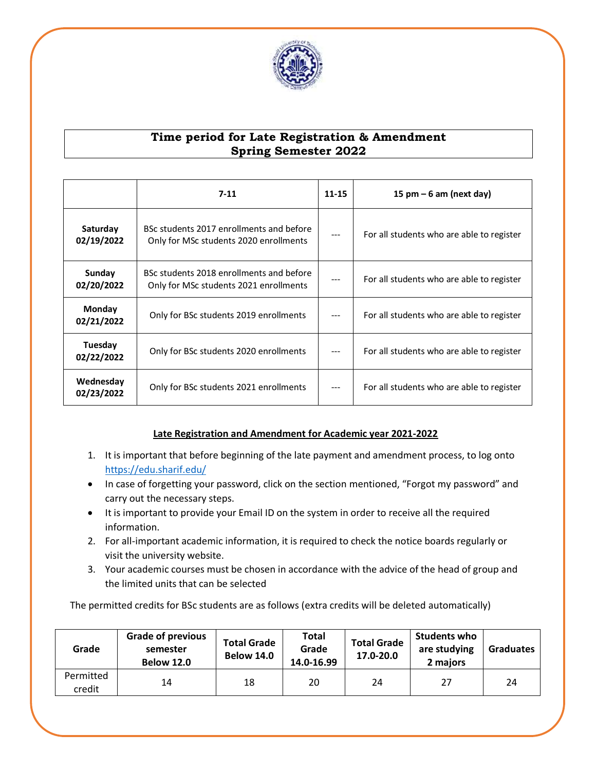## Time period for Late Registration & Amendment
## Spring Semester 2022

| | 7-11 | 11-15 | 15 pm – 6 am (next day) |
|---|---|---|---|
| **Saturday 02/19/2022** | BSc students 2017 enrollments and before<br>Only for MSc students 2020 enrollments | --- | For all students who are able to register |
| **Sunday 02/20/2022** | BSc students 2018 enrollments and before<br>Only for MSc students 2021 enrollments | --- | For all students who are able to register |
| **Monday 02/21/2022** | Only for BSc students 2019 enrollments | --- | For all students who are able to register |
| **Tuesday 02/22/2022** | Only for BSc students 2020 enrollments | --- | For all students who are able to register |
| **Wednesday 02/23/2022** | Only for BSc students 2021 enrollments | --- | For all students who are able to register |

**Late Registration and Amendment for Academic year 2021-2022**

1. It is important that before beginning of the late payment and amendment process, to log onto https://edu.sharif.edu/
   - In case of forgetting your password, click on the section mentioned, "Forgot my password" and carry out the necessary steps.
   - It is important to provide your Email ID on the system in order to receive all the required information.
2. For all-important academic information, it is required to check the notice boards regularly or visit the university website.
3. Your academic courses must be chosen in accordance with the advice of the head of group and the limited units that can be selected

The permitted credits for BSc students are as follows (extra credits will be deleted automatically)

| Grade | Grade of previous semester Below 12.0 | Total Grade Below 14.0 | Total Grade 14.0-16.99 | Total Grade 17.0-20.0 | Students who are studying 2 majors | Graduates |
|---|---|---|---|---|---|---|
| Permitted credit | 14 | 18 | 20 | 24 | 27 | 24 |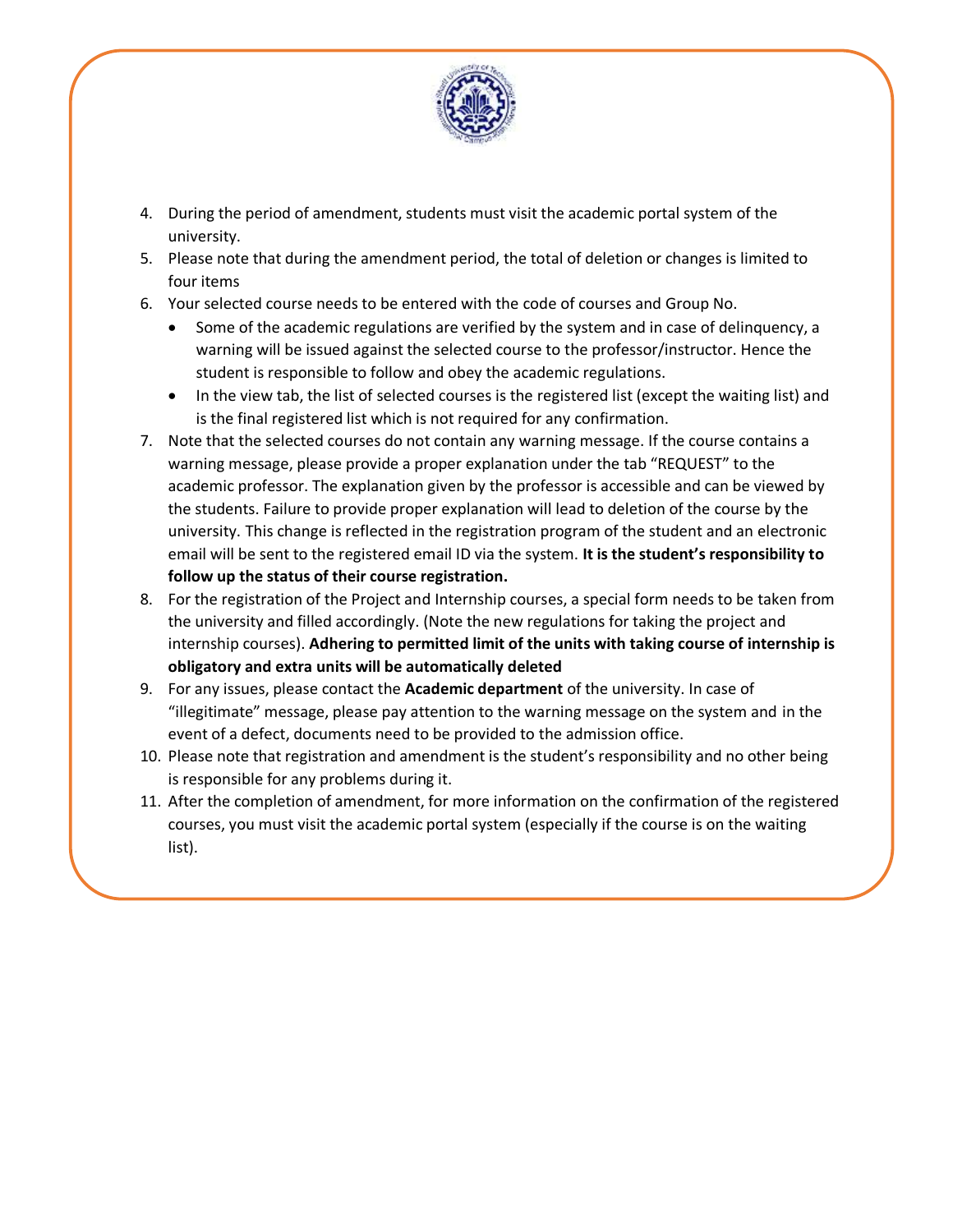4. During the period of amendment, students must visit the academic portal system of the university.
5. Please note that during the amendment period, the total of deletion or changes is limited to four items
6. Your selected course needs to be entered with the code of courses and Group No.
   - Some of the academic regulations are verified by the system and in case of delinquency, a warning will be issued against the selected course to the professor/instructor. Hence the student is responsible to follow and obey the academic regulations.
   - In the view tab, the list of selected courses is the registered list (except the waiting list) and is the final registered list which is not required for any confirmation.
7. Note that the selected courses do not contain any warning message. If the course contains a warning message, please provide a proper explanation under the tab "REQUEST" to the academic professor. The explanation given by the professor is accessible and can be viewed by the students. Failure to provide proper explanation will lead to deletion of the course by the university. This change is reflected in the registration program of the student and an electronic email will be sent to the registered email ID via the system. **It is the student's responsibility to follow up the status of their course registration.**
8. For the registration of the Project and Internship courses, a special form needs to be taken from the university and filled accordingly. (Note the new regulations for taking the project and internship courses). **Adhering to permitted limit of the units with taking course of internship is obligatory and extra units will be automatically deleted**
9. For any issues, please contact the **Academic department** of the university. In case of "illegitimate" message, please pay attention to the warning message on the system and in the event of a defect, documents need to be provided to the admission office.
10. Please note that registration and amendment is the student's responsibility and no other being is responsible for any problems during it.
11. After the completion of amendment, for more information on the confirmation of the registered courses, you must visit the academic portal system (especially if the course is on the waiting list).